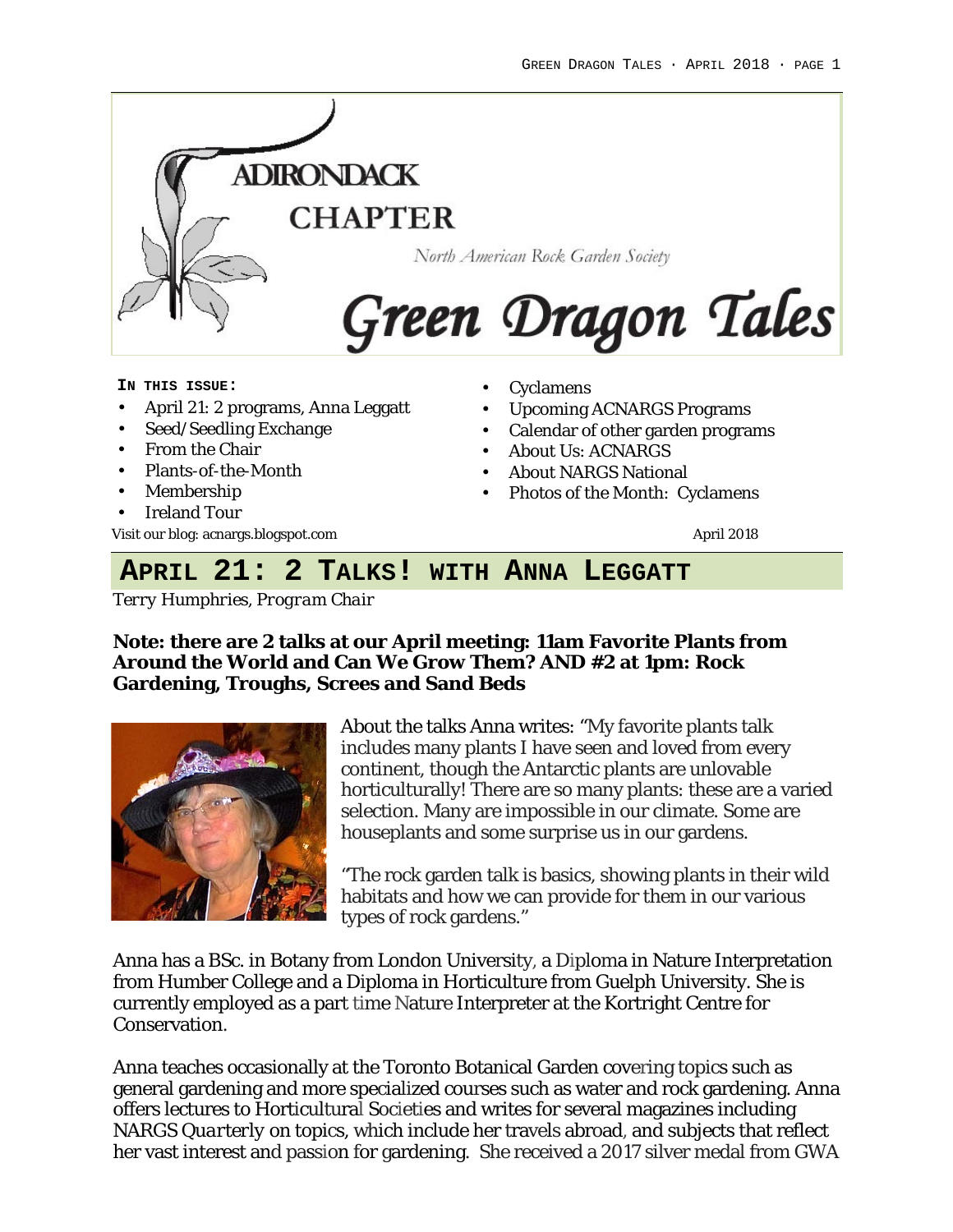# ADIRONDACK CHAPTER

North American Rock Garden Society

# Green Dragon Tales

**IN THIS ISSUE:**

- April 21: 2 programs, Anna Leggatt
- Seed/Seedling Exchange
- From the Chair
- Plants-of-the-Month
- Membership
- Ireland Tour
- Cyclamens
- Upcoming ACNARGS Programs
- Calendar of other garden programs
- About Us: ACNARGS
- About NARGS National
- Photos of the Month: Cyclamens

Visit our blog: acnargs.blogspot.com

April 2018

## APRIL 21: 2 TALKS! WITH ANNA LEGGATT

*Terry Humphries, Program Chair*

**Note: there are 2 talks at our April meeting: 11am Favorite Plants from Around the World and Can We Grow Them? AND #2 at 1pm: Rock Gardening, Troughs, Screes and Sand Beds**

About the talks Anna writes: "My favorite plants talk includes many plants I have seen and loved from every continent, though the Antarctic plants are unlovable horticulturally! There are so many plants: these are a varied selection. Many are impossible in our climate. Some are houseplants and some surprise us in our gardens.

"The rock garden talk is basics, showing plants in their wild habitats and how we can provide for them in our various types of rock gardens."

Anna has a BSc. in Botany from London University, a Diploma in Nature Interpretation from Humber College and a Diploma in Horticulture from Guelph University. She is currently employed as a part time Nature Interpreter at the Kortright Centre for Conservation.

Anna teaches occasionally at the Toronto Botanical Garden covering topics such as general gardening and more specialized courses such as water and rock gardening. Anna offers lectures to Horticultural Societies and writes for several magazines including NARGS *Quarterly* on topics, which include her travels abroad, and subjects that reflect her vast interest and passion for gardening. She received a 2017 silver medal from GWA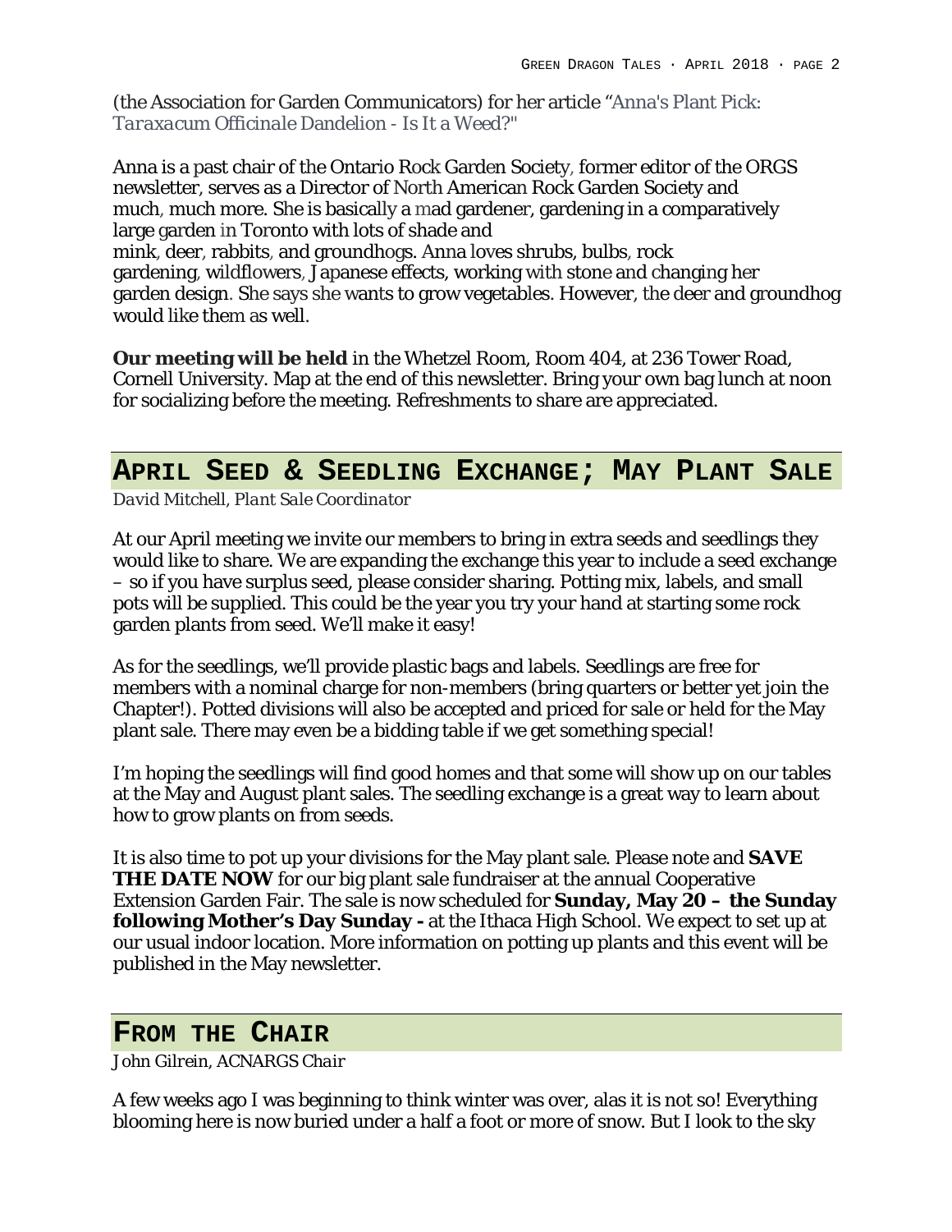(the Association for Garden Communicators) for her article "Anna's Plant Pick: *Taraxacum Officinale* Dandelion - Is It a Weed?"

Anna is a past chair of the Ontario Rock Garden Society, former editor of the ORGS newsletter, serves as a Director of North American Rock Garden Society and much, much more. She is basically a mad gardener, gardening in a comparatively large garden in Toronto with lots of shade and mink, deer, rabbits, and groundhogs. Anna loves shrubs, bulbs, rock gardening, wildflowers, Japanese effects, working with stone and changing her garden design. She says she wants to grow vegetables. However, the deer and groundhog would like them as well.

**Our meeting will be held** in the Whetzel Room, Room 404, at 236 Tower Road, Cornell University. Map at the end of this newsletter. Bring your own bag lunch at noon for socializing before the meeting. Refreshments to share are appreciated.

## April Seed & Seedling Exchange; May Plant Sale

*David Mitchell, Plant Sale Coordinator*

At our April meeting we invite our members to bring in extra seeds and seedlings they would like to share. We are expanding the exchange this year to include a seed exchange – so if you have surplus seed, please consider sharing. Potting mix, labels, and small pots will be supplied. This could be the year you try your hand at starting some rock garden plants from seed. We'll make it easy!

As for the seedlings, we'll provide plastic bags and labels. Seedlings are free for members with a nominal charge for non-members (bring quarters or better yet join the Chapter!). Potted divisions will also be accepted and priced for sale or held for the May plant sale. There may even be a bidding table if we get something special!

I'm hoping the seedlings will find good homes and that some will show up on our tables at the May and August plant sales. The seedling exchange is a great way to learn about how to grow plants on from seeds.

It is also time to pot up your divisions for the May plant sale. Please note and **SAVE THE DATE NOW** for our big plant sale fundraiser at the annual Cooperative Extension Garden Fair. The sale is now scheduled for **Sunday, May 20 – the Sunday following Mother's Day Sunday -** at the Ithaca High School. We expect to set up at our usual indoor location. More information on potting up plants and this event will be published in the May newsletter.

## From the Chair

*John Gilrein, ACNARGS Chair*

A few weeks ago I was beginning to think winter was over, alas it is not so! Everything blooming here is now buried under a half a foot or more of snow. But I look to the sky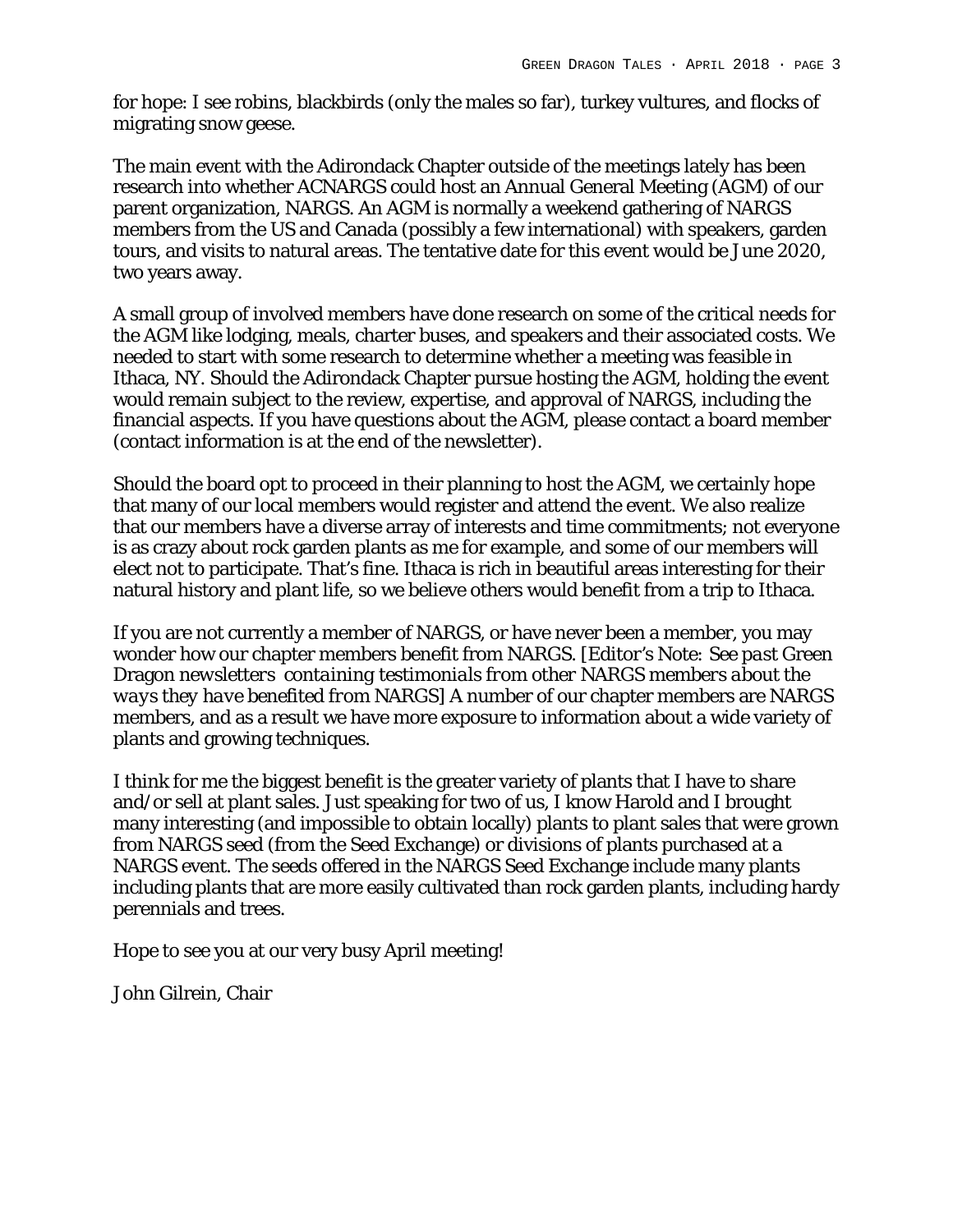for hope: I see robins, blackbirds (only the males so far), turkey vultures, and flocks of migrating snow geese.

The main event with the Adirondack Chapter outside of the meetings lately has been research into whether ACNARGS could host an Annual General Meeting (AGM) of our parent organization, NARGS. An AGM is normally a weekend gathering of NARGS members from the US and Canada (possibly a few international) with speakers, garden tours, and visits to natural areas. The tentative date for this event would be June 2020, two years away.

A small group of involved members have done research on some of the critical needs for the AGM like lodging, meals, charter buses, and speakers and their associated costs. We needed to start with some research to determine whether a meeting was feasible in Ithaca, NY. Should the Adirondack Chapter pursue hosting the AGM, holding the event would remain subject to the review, expertise, and approval of NARGS, including the financial aspects. If you have questions about the AGM, please contact a board member (contact information is at the end of the newsletter).

Should the board opt to proceed in their planning to host the AGM, we certainly hope that many of our local members would register and attend the event. We also realize that our members have a diverse array of interests and time commitments; not everyone is as crazy about rock garden plants as me for example, and some of our members will elect not to participate. That's fine. Ithaca is rich in beautiful areas interesting for their natural history and plant life, so we believe others would benefit from a trip to Ithaca.

If you are not currently a member of NARGS, or have never been a member, you may wonder how our chapter members benefit from NARGS. [*Editor's Note: See past Green Dragon newsletters containing testimonials from other NARGS members about the ways they have benefited from NARGS*] A number of our chapter members are NARGS members, and as a result we have more exposure to information about a wide variety of plants and growing techniques.

I think for me the biggest benefit is the greater variety of plants that I have to share and/or sell at plant sales. Just speaking for two of us, I know Harold and I brought many interesting (and impossible to obtain locally) plants to plant sales that were grown from NARGS seed (from the Seed Exchange) or divisions of plants purchased at a NARGS event. The seeds offered in the NARGS Seed Exchange include many plants including plants that are more easily cultivated than rock garden plants, including hardy perennials and trees.

Hope to see you at our very busy April meeting!

John Gilrein, Chair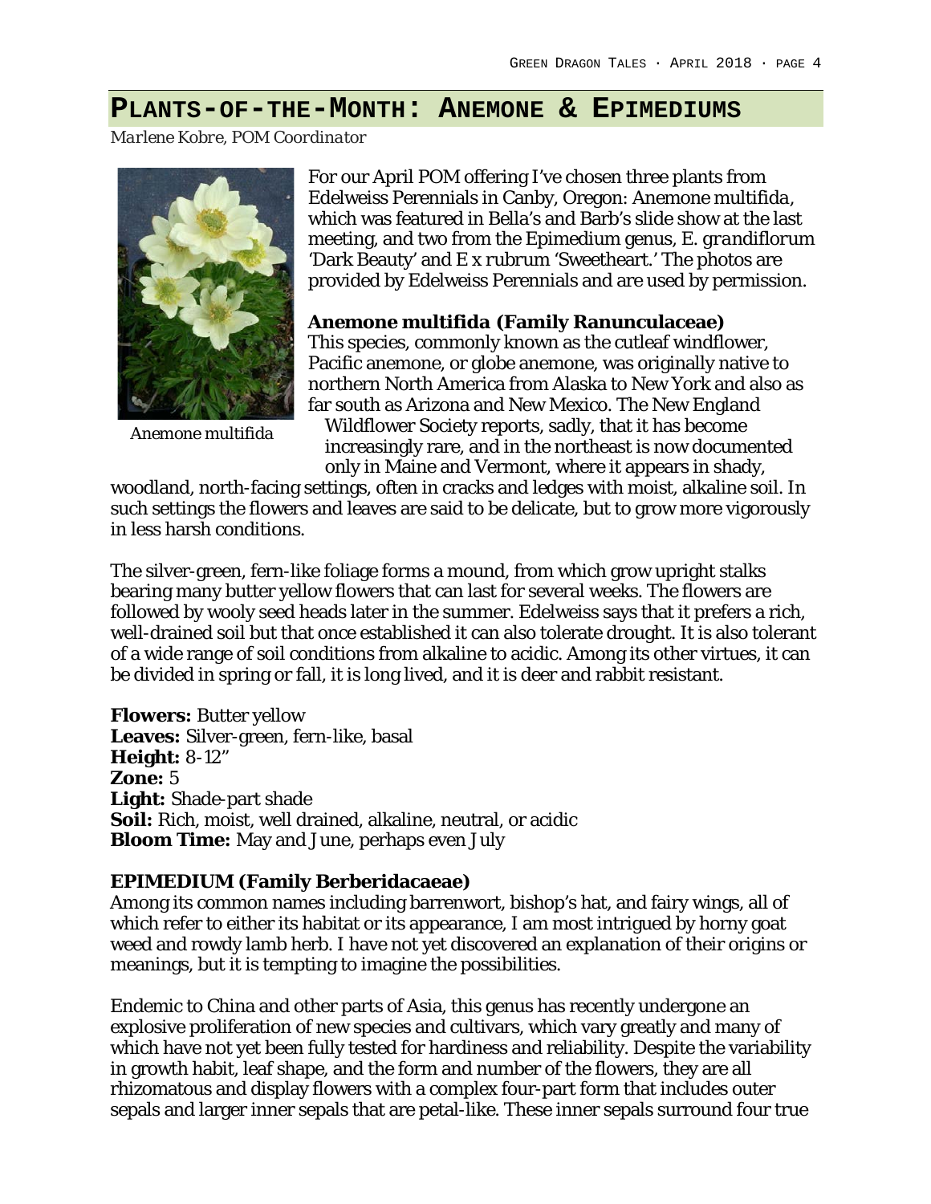## Plants-of-the-Month: Anemone & Epimediums

*Marlene Kobre, POM Coordinator*

Anemone multifida

For our April POM offering I've chosen three plants from Edelweiss Perennials in Canby, Oregon: Anemone multifida, which was featured in Bella's and Barb's slide show at the last meeting, and two from the Epimedium genus, *E. grandiflorum* 'Dark Beauty' and *E x rubrum* 'Sweetheart.' The photos are provided by Edelweiss Perennials and are used by permission.

**Anemone multifida (Family Ranunculaceae)**

This species, commonly known as the cutleaf windflower, Pacific anemone, or globe anemone, was originally native to northern North America from Alaska to New York and also as far south as Arizona and New Mexico. The New England Wildflower Society reports, sadly, that it has become increasingly rare, and in the northeast is now documented only in Maine and Vermont, where it appears in shady, woodland, north-facing settings, often in cracks and ledges with moist, alkaline soil. In such settings the flowers and leaves are said to be delicate, but to grow more vigorously in less harsh conditions.

The silver-green, fern-like foliage forms a mound, from which grow upright stalks bearing many butter yellow flowers that can last for several weeks. The flowers are followed by wooly seed heads later in the summer. Edelweiss says that it prefers a rich, well-drained soil but that once established it can also tolerate drought. It is also tolerant of a wide range of soil conditions from alkaline to acidic. Among its other virtues, it can be divided in spring or fall, it is long lived, and it is deer and rabbit resistant.

**Flowers:** Butter yellow
**Leaves:** Silver-green, fern-like, basal
**Height:** 8-12"
**Zone:** 5
**Light:** Shade-part shade
**Soil:** Rich, moist, well drained, alkaline, neutral, or acidic
**Bloom Time:** May and June, perhaps even July

**EPIMEDIUM (Family Berberidacaeae)**

Among its common names including barrenwort, bishop's hat, and fairy wings, all of which refer to either its habitat or its appearance, I am most intrigued by horny goat weed and rowdy lamb herb. I have not yet discovered an explanation of their origins or meanings, but it is tempting to imagine the possibilities.

Endemic to China and other parts of Asia, this genus has recently undergone an explosive proliferation of new species and cultivars, which vary greatly and many of which have not yet been fully tested for hardiness and reliability. Despite the variability in growth habit, leaf shape, and the form and number of the flowers, they are all rhizomatous and display flowers with a complex four-part form that includes outer sepals and larger inner sepals that are petal-like. These inner sepals surround four true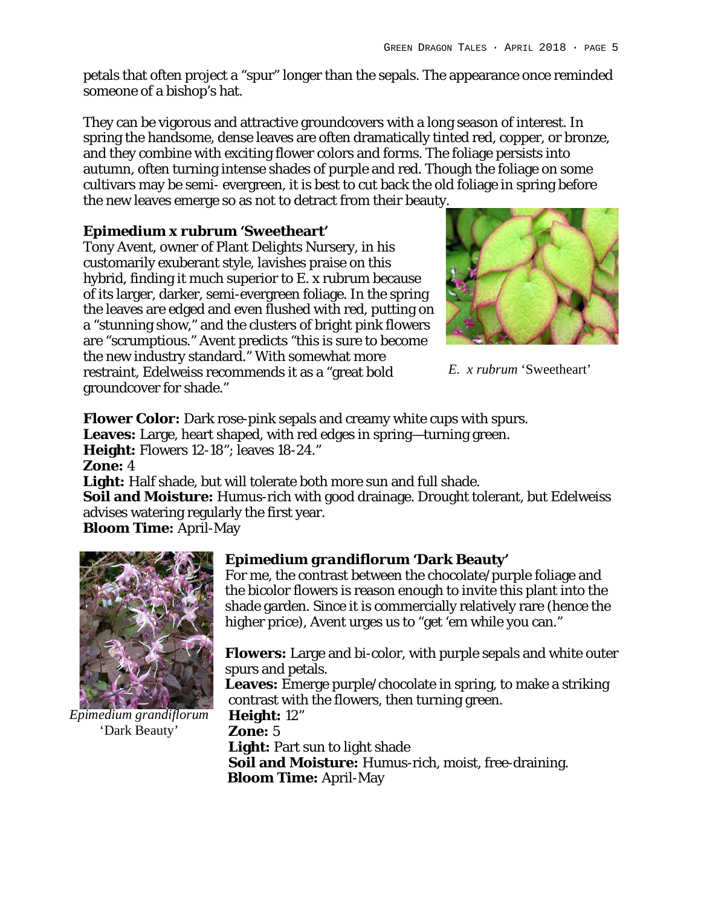petals that often project a "spur" longer than the sepals. The appearance once reminded someone of a bishop's hat.

They can be vigorous and attractive groundcovers with a long season of interest. In spring the handsome, dense leaves are often dramatically tinted red, copper, or bronze, and they combine with exciting flower colors and forms. The foliage persists into autumn, often turning intense shades of purple and red. Though the foliage on some cultivars may be semi- evergreen, it is best to cut back the old foliage in spring before the new leaves emerge so as not to detract from their beauty.

**Epimedium x *rubrum* 'Sweetheart'**

Tony Avent, owner of Plant Delights Nursery, in his customarily exuberant style, lavishes praise on this hybrid, finding it much superior to E. x rubrum because of its larger, darker, semi-evergreen foliage. In the spring the leaves are edged and even flushed with red, putting on a "stunning show," and the clusters of bright pink flowers are "scrumptious." Avent predicts "this is sure to become the new industry standard." With somewhat more restraint, Edelweiss recommends it as a "great bold groundcover for shade."

*E. x rubrum* 'Sweetheart'

**Flower Color:** Dark rose-pink sepals and creamy white cups with spurs.
**Leaves:** Large, heart shaped, with red edges in spring—turning green.
**Height:** Flowers 12-18"; leaves 18-24."
**Zone:** 4
**Light:** Half shade, but will tolerate both more sun and full shade.
**Soil and Moisture:** Humus-rich with good drainage. Drought tolerant, but Edelweiss advises watering regularly the first year.
**Bloom Time:** April-May

**Epimedium *grandiflorum* 'Dark Beauty'**

For me, the contrast between the chocolate/purple foliage and the bicolor flowers is reason enough to invite this plant into the shade garden. Since it is commercially relatively rare (hence the higher price), Avent urges us to "get 'em while you can."

*Epimedium grandiflorum* 'Dark Beauty'

**Flowers:** Large and bi-color, with purple sepals and white outer spurs and petals.
**Leaves:** Emerge purple/chocolate in spring, to make a striking contrast with the flowers, then turning green.
**Height:** 12"
**Zone:** 5
**Light:** Part sun to light shade
**Soil and Moisture:** Humus-rich, moist, free-draining.
**Bloom Time:** April-May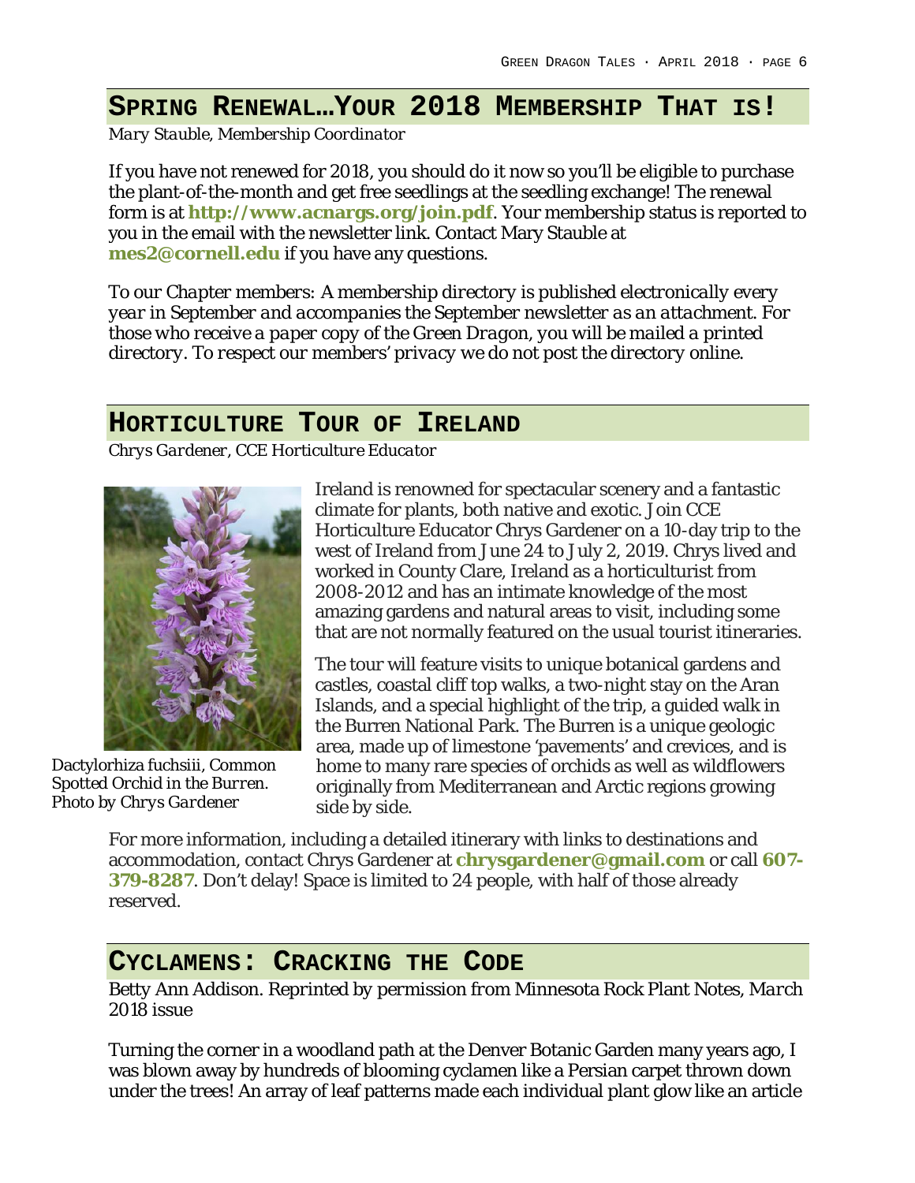## Spring Renewal…Your 2018 Membership That is!

*Mary Stauble, Membership Coordinator*

If you have not renewed for 2018, you should do it now so you'll be eligible to purchase the plant-of-the-month and get free seedlings at the seedling exchange! The renewal form is at **http://www.acnargs.org/join.pdf**. Your membership status is reported to you in the email with the newsletter link. Contact Mary Stauble at **mes2@cornell.edu** if you have any questions.

*To our Chapter members: A membership directory is published electronically every year in September and accompanies the September newsletter as an attachment. For those who receive a paper copy of the Green Dragon, you will be mailed a printed directory. To respect our members' privacy we do not post the directory online.*

## Horticulture Tour of Ireland

*Chrys Gardener, CCE Horticulture Educator*

*Dactylorhiza fuchsiii, Common Spotted Orchid in the Burren. Photo by Chrys Gardener*

Ireland is renowned for spectacular scenery and a fantastic climate for plants, both native and exotic. Join CCE Horticulture Educator Chrys Gardener on a 10-day trip to the west of Ireland from June 24 to July 2, 2019. Chrys lived and worked in County Clare, Ireland as a horticulturist from 2008-2012 and has an intimate knowledge of the most amazing gardens and natural areas to visit, including some that are not normally featured on the usual tourist itineraries.

The tour will feature visits to unique botanical gardens and castles, coastal cliff top walks, a two-night stay on the Aran Islands, and a special highlight of the trip, a guided walk in the Burren National Park. The Burren is a unique geologic area, made up of limestone 'pavements' and crevices, and is home to many rare species of orchids as well as wildflowers originally from Mediterranean and Arctic regions growing side by side.

For more information, including a detailed itinerary with links to destinations and accommodation, contact Chrys Gardener at **chrysgardener@gmail.com** or call **607-379-8287**. Don't delay! Space is limited to 24 people, with half of those already reserved.

## Cyclamens: Cracking the Code

*Betty Ann Addison. Reprinted by permission from Minnesota Rock Plant Notes, March 2018 issue*

Turning the corner in a woodland path at the Denver Botanic Garden many years ago, I was blown away by hundreds of blooming cyclamen like a Persian carpet thrown down under the trees! An array of leaf patterns made each individual plant glow like an article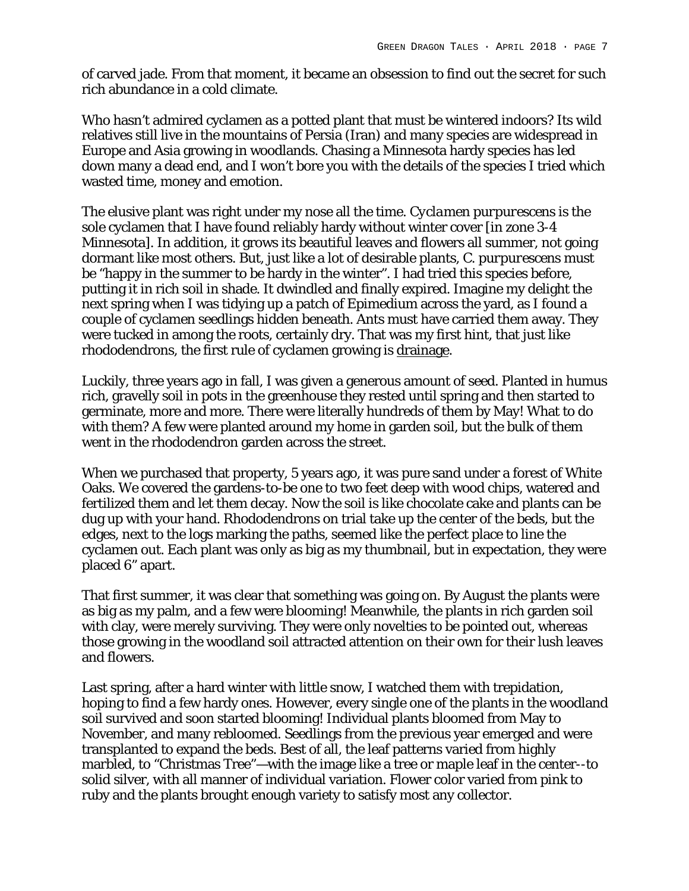of carved jade. From that moment, it became an obsession to find out the secret for such rich abundance in a cold climate.

Who hasn't admired cyclamen as a potted plant that must be wintered indoors? Its wild relatives still live in the mountains of Persia (Iran) and many species are widespread in Europe and Asia growing in woodlands. Chasing a Minnesota hardy species has led down many a dead end, and I won't bore you with the details of the species I tried which wasted time, money and emotion.

The elusive plant was right under my nose all the time. *Cyclamen purpurescens* is the sole cyclamen that I have found reliably hardy without winter cover [in zone 3-4 Minnesota]. In addition, it grows its beautiful leaves and flowers all summer, not going dormant like most others. But, just like a lot of desirable plants, *C. purpurescens* must be "happy in the summer to be hardy in the winter". I had tried this species before, putting it in rich soil in shade. It dwindled and finally expired. Imagine my delight the next spring when I was tidying up a patch of Epimedium across the yard, as I found a couple of cyclamen seedlings hidden beneath. Ants must have carried them away. They were tucked in among the roots, certainly dry. That was my first hint, that just like rhododendrons, the first rule of cyclamen growing is <u>drainage</u>.

Luckily, three years ago in fall, I was given a generous amount of seed. Planted in humus rich, gravelly soil in pots in the greenhouse they rested until spring and then started to germinate, more and more. There were literally hundreds of them by May! What to do with them? A few were planted around my home in garden soil, but the bulk of them went in the rhododendron garden across the street.

When we purchased that property, 5 years ago, it was pure sand under a forest of White Oaks. We covered the gardens-to-be one to two feet deep with wood chips, watered and fertilized them and let them decay. Now the soil is like chocolate cake and plants can be dug up with your hand. Rhododendrons on trial take up the center of the beds, but the edges, next to the logs marking the paths, seemed like the perfect place to line the cyclamen out. Each plant was only as big as my thumbnail, but in expectation, they were placed 6" apart.

That first summer, it was clear that something was going on. By August the plants were as big as my palm, and a few were blooming! Meanwhile, the plants in rich garden soil with clay, were merely surviving. They were only novelties to be pointed out, whereas those growing in the woodland soil attracted attention on their own for their lush leaves and flowers.

Last spring, after a hard winter with little snow, I watched them with trepidation, hoping to find a few hardy ones. However, every single one of the plants in the woodland soil survived and soon started blooming! Individual plants bloomed from May to November, and many rebloomed. Seedlings from the previous year emerged and were transplanted to expand the beds. Best of all, the leaf patterns varied from highly marbled, to "Christmas Tree"—with the image like a tree or maple leaf in the center--to solid silver, with all manner of individual variation. Flower color varied from pink to ruby and the plants brought enough variety to satisfy most any collector.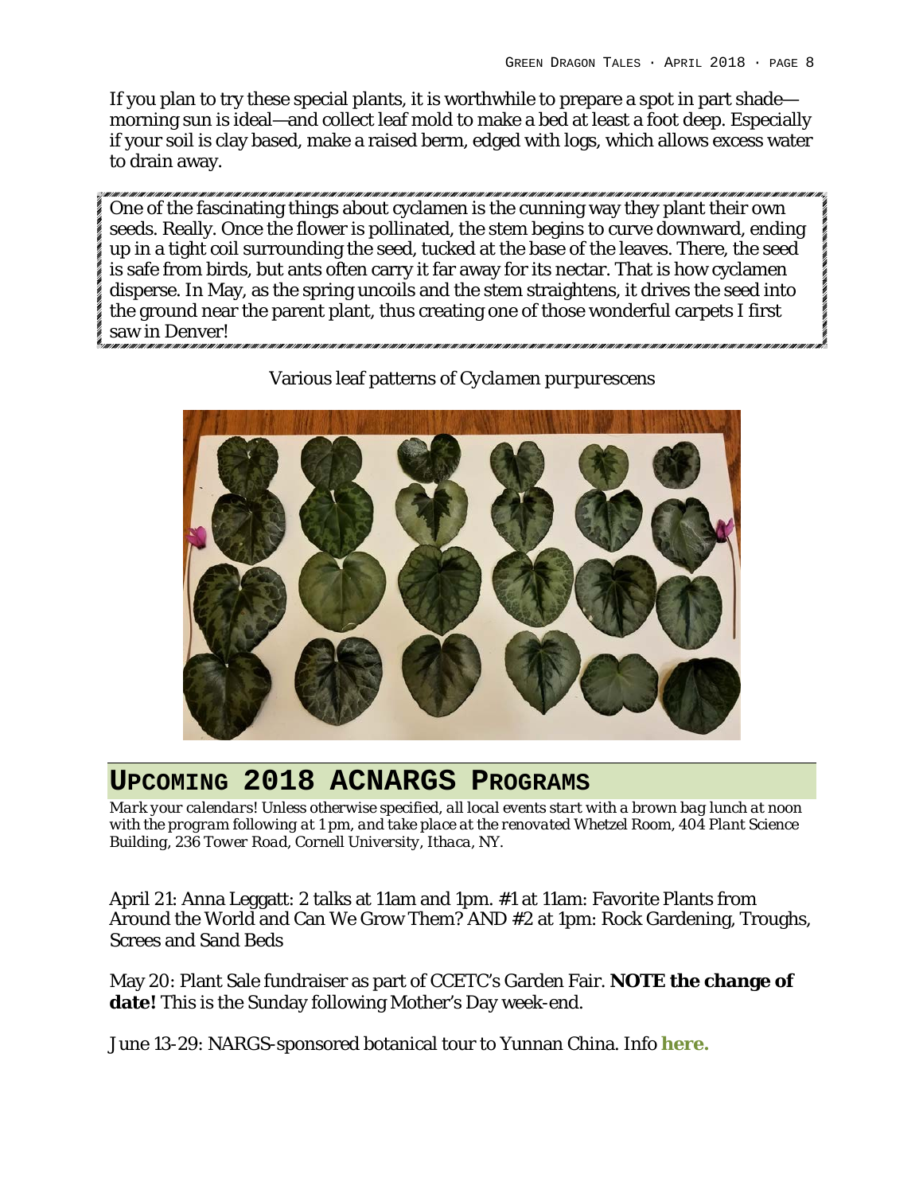If you plan to try these special plants, it is worthwhile to prepare a spot in part shade—morning sun is ideal—and collect leaf mold to make a bed at least a foot deep. Especially if your soil is clay based, make a raised berm, edged with logs, which allows excess water to drain away.

One of the fascinating things about cyclamen is the cunning way they plant their own seeds. Really. Once the flower is pollinated, the stem begins to curve downward, ending up in a tight coil surrounding the seed, tucked at the base of the leaves. There, the seed is safe from birds, but ants often carry it far away for its nectar. That is how cyclamen disperse. In May, as the spring uncoils and the stem straightens, it drives the seed into the ground near the parent plant, thus creating one of those wonderful carpets I first saw in Denver!

Various leaf patterns of *Cyclamen purpurescens*

## Upcoming 2018 ACNARGS Programs

*Mark your calendars! Unless otherwise specified, all local events start with a brown bag lunch at noon with the program following at 1 pm, and take place at the renovated Whetzel Room, 404 Plant Science Building, 236 Tower Road, Cornell University, Ithaca, NY.*

April 21: Anna Leggatt: 2 talks at 11am and 1pm. #1 at 11am: Favorite Plants from Around the World and Can We Grow Them? AND #2 at 1pm: Rock Gardening, Troughs, Screes and Sand Beds

May 20: Plant Sale fundraiser as part of CCETC's Garden Fair. **NOTE the change of date!** This is the Sunday following Mother's Day week-end.

June 13-29: NARGS-sponsored botanical tour to Yunnan China. Info **here.**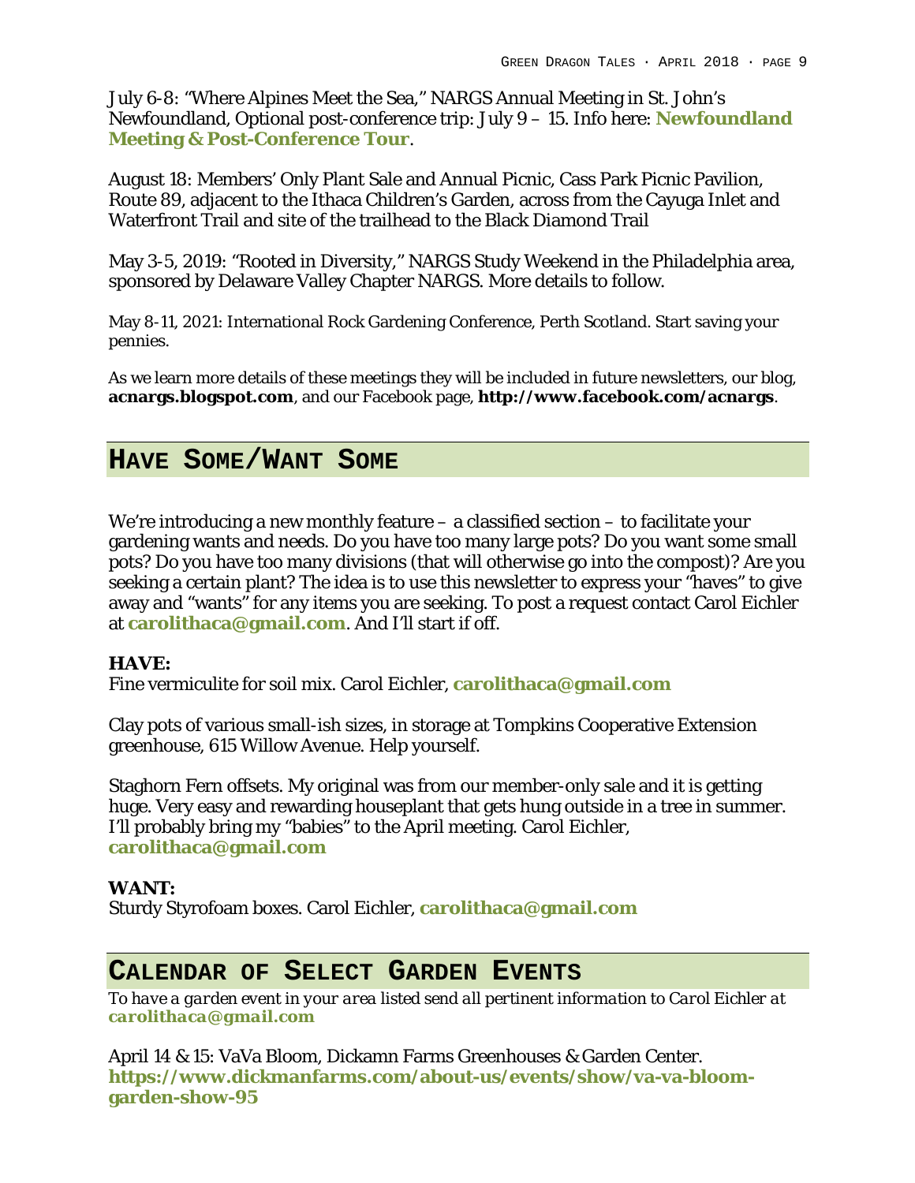July 6-8: "Where Alpines Meet the Sea," NARGS Annual Meeting in St. John's Newfoundland, Optional post-conference trip: July 9 – 15. Info here: **Newfoundland Meeting & Post-Conference Tour**.

August 18: Members' Only Plant Sale and Annual Picnic, Cass Park Picnic Pavilion, Route 89, adjacent to the Ithaca Children's Garden, across from the Cayuga Inlet and Waterfront Trail and site of the trailhead to the Black Diamond Trail

May 3-5, 2019: "Rooted in Diversity," NARGS Study Weekend in the Philadelphia area, sponsored by Delaware Valley Chapter NARGS. More details to follow.

May 8-11, 2021: International Rock Gardening Conference, Perth Scotland. Start saving your pennies.

As we learn more details of these meetings they will be included in future newsletters, our blog, **acnargs.blogspot.com**, and our Facebook page, **http://www.facebook.com/acnargs**.

## Have Some/Want Some

We're introducing a new monthly feature – a classified section – to facilitate your gardening wants and needs. Do you have too many large pots? Do you want some small pots? Do you have too many divisions (that will otherwise go into the compost)? Are you seeking a certain plant? The idea is to use this newsletter to express your "haves" to give away and "wants" for any items you are seeking. To post a request contact Carol Eichler at **carolithaca@gmail.com**. And I'll start if off.

**HAVE:**
Fine vermiculite for soil mix. Carol Eichler, **carolithaca@gmail.com**

Clay pots of various small-ish sizes, in storage at Tompkins Cooperative Extension greenhouse, 615 Willow Avenue. Help yourself.

Staghorn Fern offsets. My original was from our member-only sale and it is getting huge. Very easy and rewarding houseplant that gets hung outside in a tree in summer. I'll probably bring my "babies" to the April meeting. Carol Eichler, **carolithaca@gmail.com**

**WANT:**
Sturdy Styrofoam boxes. Carol Eichler, **carolithaca@gmail.com**

## Calendar of Select Garden Events

*To have a garden event in your area listed send all pertinent information to Carol Eichler at* ***carolithaca@gmail.com***

April 14 & 15: VaVa Bloom, Dickamn Farms Greenhouses & Garden Center. **https://www.dickmanfarms.com/about-us/events/show/va-va-bloom-garden-show-95**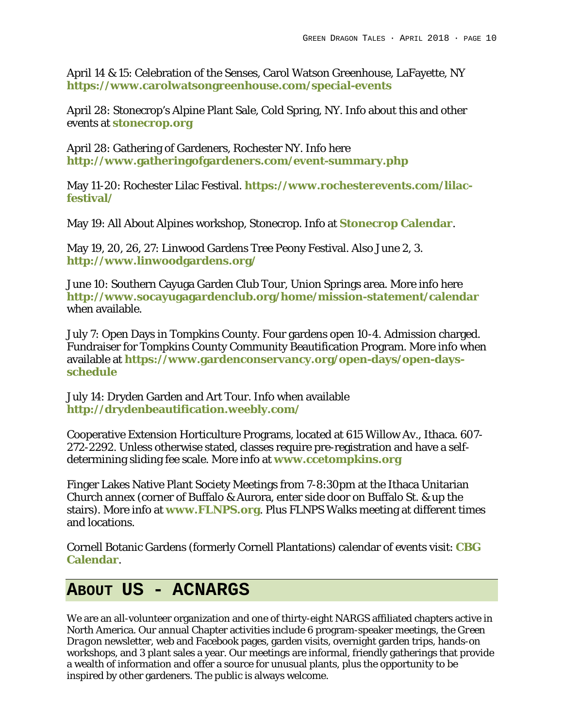April 14 & 15: Celebration of the Senses, Carol Watson Greenhouse, LaFayette, NY **https://www.carolwatsongreenhouse.com/special-events**

April 28: Stonecrop's Alpine Plant Sale, Cold Spring, NY. Info about this and other events at **stonecrop.org**

April 28: Gathering of Gardeners, Rochester NY. Info here **http://www.gatheringofgardeners.com/event-summary.php**

May 11-20: Rochester Lilac Festival. **https://www.rochesterevents.com/lilac-festival/**

May 19: All About Alpines workshop, Stonecrop. Info at **Stonecrop Calendar**.

May 19, 20, 26, 27: Linwood Gardens Tree Peony Festival. Also June 2, 3. **http://www.linwoodgardens.org/**

June 10: Southern Cayuga Garden Club Tour, Union Springs area. More info here **http://www.socayugagardenclub.org/home/mission-statement/calendar** when available.

July 7: Open Days in Tompkins County. Four gardens open 10-4. Admission charged. Fundraiser for Tompkins County Community Beautification Program. More info when available at **https://www.gardenconservancy.org/open-days/open-days-schedule**

July 14: Dryden Garden and Art Tour. Info when available **http://drydenbeautification.weebly.com/**

Cooperative Extension Horticulture Programs, located at 615 Willow Av., Ithaca. 607-272-2292. Unless otherwise stated, classes require pre-registration and have a self-determining sliding fee scale. More info at **www.ccetompkins.org**

Finger Lakes Native Plant Society Meetings from 7-8:30pm at the Ithaca Unitarian Church annex (corner of Buffalo & Aurora, enter side door on Buffalo St. & up the stairs). More info at **www.FLNPS.org**. Plus FLNPS Walks meeting at different times and locations.

Cornell Botanic Gardens (formerly Cornell Plantations) calendar of events visit: **CBG Calendar**.

## About Us - ACNARGS

We are an all-volunteer organization and one of thirty-eight NARGS affiliated chapters active in North America. Our annual Chapter activities include 6 program-speaker meetings, the *Green Dragon* newsletter, web and Facebook pages, garden visits, overnight garden trips, hands-on workshops, and 3 plant sales a year. Our meetings are informal, friendly gatherings that provide a wealth of information and offer a source for unusual plants, plus the opportunity to be inspired by other gardeners. The public is always welcome.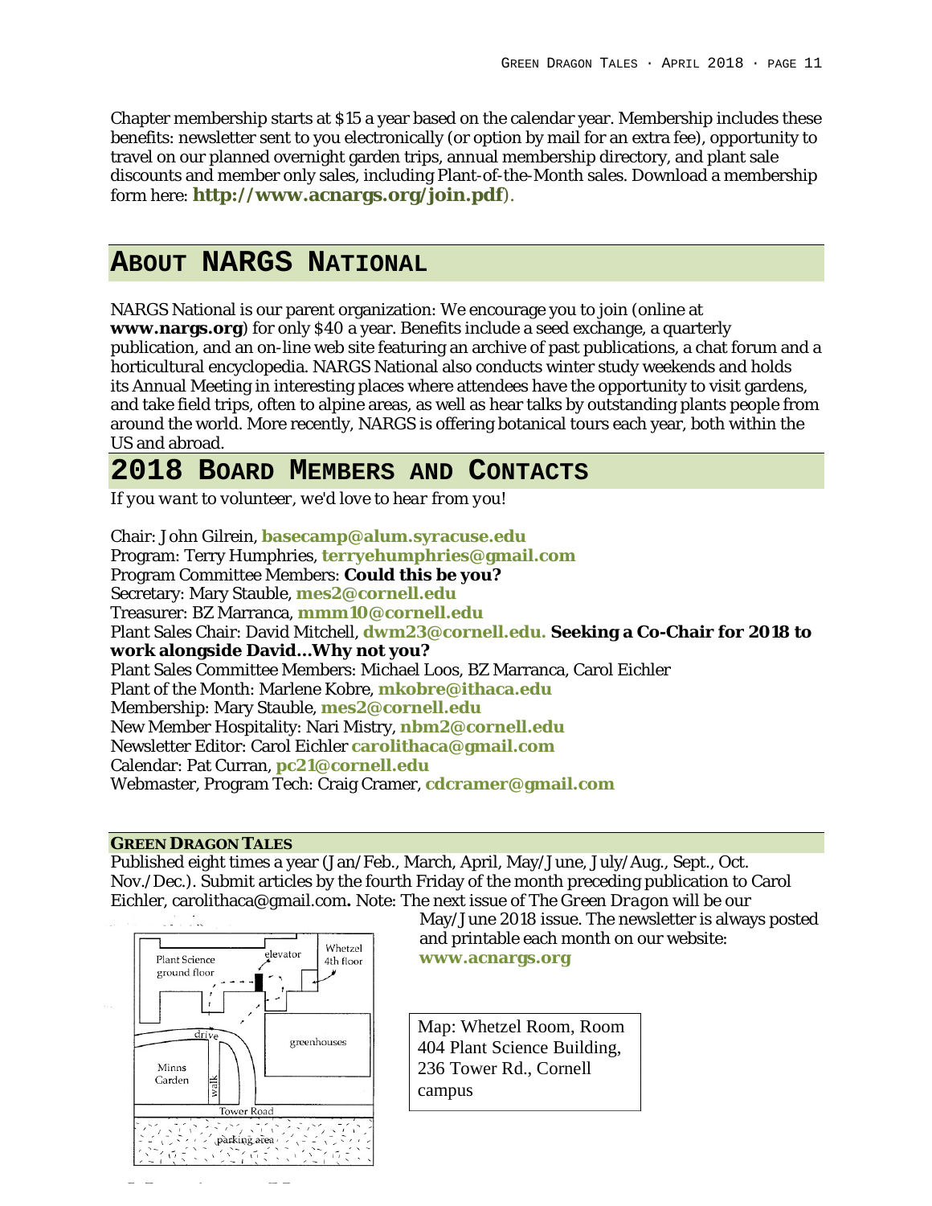Chapter membership starts at $15 a year based on the calendar year. Membership includes these benefits: newsletter sent to you electronically (or option by mail for an extra fee), opportunity to travel on our planned overnight garden trips, annual membership directory, and plant sale discounts and member only sales, including Plant-of-the-Month sales. Download a membership form here: **http://www.acnargs.org/join.pdf**).

## About NARGS National

NARGS National is our parent organization: We encourage you to join (online at **www.nargs.org**) for only $40 a year. Benefits include a seed exchange, a quarterly publication, and an on-line web site featuring an archive of past publications, a chat forum and a horticultural encyclopedia. NARGS National also conducts winter study weekends and holds its Annual Meeting in interesting places where attendees have the opportunity to visit gardens, and take field trips, often to alpine areas, as well as hear talks by outstanding plants people from around the world. More recently, NARGS is offering botanical tours each year, both within the US and abroad.

## 2018 Board Members and Contacts

*If you want to volunteer, we'd love to hear from you!*

Chair: John Gilrein, **basecamp@alum.syracuse.edu**
Program: Terry Humphries, **terryehumphries@gmail.com**
Program Committee Members: **Could this be you?**
Secretary: Mary Stauble, **mes2@cornell.edu**
Treasurer: BZ Marranca, **mmm10@cornell.edu**
Plant Sales Chair: David Mitchell, **dwm23@cornell.edu. Seeking a Co-Chair for 2018 to work alongside David...Why not you?**
Plant Sales Committee Members: Michael Loos, BZ Marranca, Carol Eichler
Plant of the Month: Marlene Kobre, **mkobre@ithaca.edu**
Membership: Mary Stauble, **mes2@cornell.edu**
New Member Hospitality: Nari Mistry, **nbm2@cornell.edu**
Newsletter Editor: Carol Eichler **carolithaca@gmail.com**
Calendar: Pat Curran, **pc21@cornell.edu**
Webmaster, Program Tech: Craig Cramer, **cdcramer@gmail.com**

### Green Dragon Tales

Published eight times a year (Jan/Feb., March, April, May/June, July/Aug., Sept., Oct. Nov./Dec.). Submit articles by the fourth Friday of the month preceding publication to Carol Eichler, carolithaca@gmail.com**.** Note: The next issue of *The Green Dragon* will be our May/June 2018 issue. The newsletter is always posted and printable each month on our website: **www.acnargs.org**

Map: Whetzel Room, Room 404 Plant Science Building, 236 Tower Rd., Cornell campus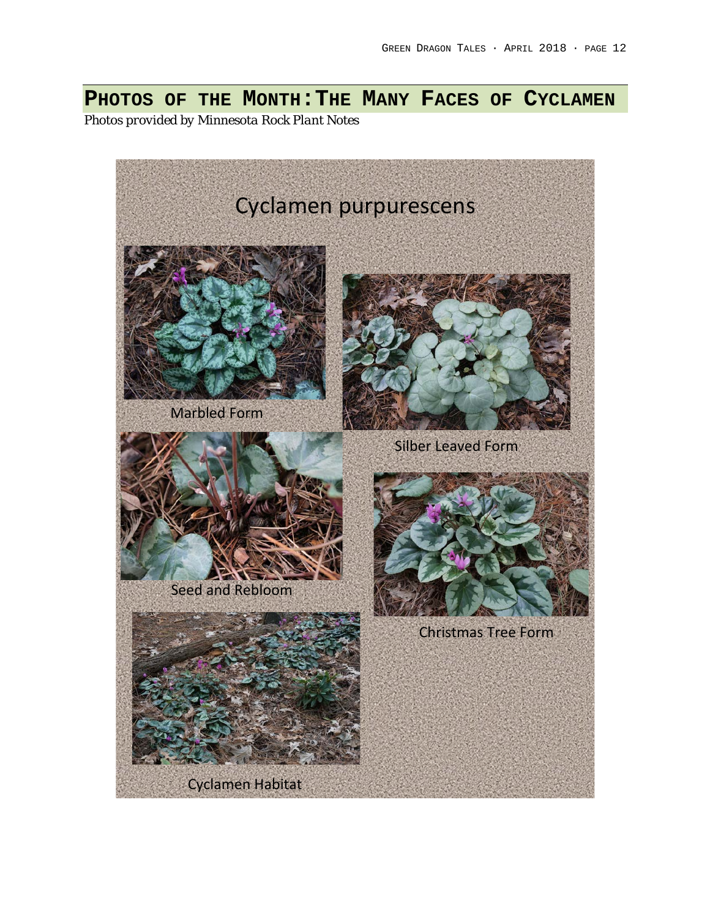## Photos of the Month: The Many Faces of Cyclamen

*Photos provided by Minnesota Rock Plant Notes*

Cyclamen purpurescens

Marbled Form

Silber Leaved Form

Seed and Rebloom

Christmas Tree Form

Cyclamen Habitat